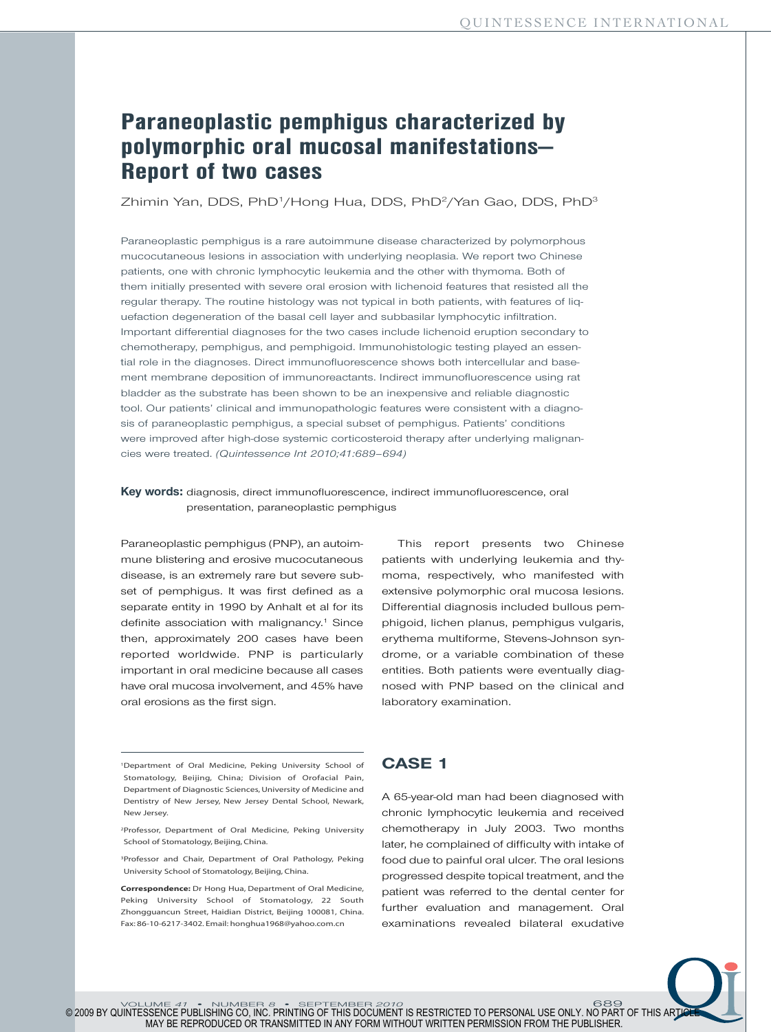# Paraneoplastic pemphigus characterized by polymorphic oral mucosal manifestations—Report of two cases

Zhimin Yan, DDS, PhD[1]/Hong Hua, DDS, PhD[2]/Yan Gao, DDS, PhD[3]

Paraneoplastic pemphigus is a rare autoimmune disease characterized by polymorphous mucocutaneous lesions in association with underlying neoplasia. We report two Chinese patients, one with chronic lymphocytic leukemia and the other with thymoma. Both of them initially presented with severe oral erosion with lichenoid features that resisted all the regular therapy. The routine histology was not typical in both patients, with features of liquefaction degeneration of the basal cell layer and subbasilar lymphocytic infiltration. Important differential diagnoses for the two cases include lichenoid eruption secondary to chemotherapy, pemphigus, and pemphigoid. Immunohistologic testing played an essential role in the diagnoses. Direct immunofluorescence shows both intercellular and basement membrane deposition of immunoreactants. Indirect immunofluorescence using rat bladder as the substrate has been shown to be an inexpensive and reliable diagnostic tool. Our patients' clinical and immunopathologic features were consistent with a diagnosis of paraneoplastic pemphigus, a special subset of pemphigus. Patients' conditions were improved after high-dose systemic corticosteroid therapy after underlying malignancies were treated. *(Quintessence Int 2010;41:689–694)*

**Key words:** diagnosis, direct immunofluorescence, indirect immunofluorescence, oral presentation, paraneoplastic pemphigus

Paraneoplastic pemphigus (PNP), an autoimmune blistering and erosive mucocutaneous disease, is an extremely rare but severe subset of pemphigus. It was first defined as a separate entity in 1990 by Anhalt et al for its definite association with malignancy.[1] Since then, approximately 200 cases have been reported worldwide. PNP is particularly important in oral medicine because all cases have oral mucosa involvement, and 45% have oral erosions as the first sign.

This report presents two Chinese patients with underlying leukemia and thymoma, respectively, who manifested with extensive polymorphic oral mucosa lesions. Differential diagnosis included bullous pemphigoid, lichen planus, pemphigus vulgaris, erythema multiforme, Stevens-Johnson syndrome, or a variable combination of these entities. Both patients were eventually diagnosed with PNP based on the clinical and laboratory examination.

## CASE 1

A 65-year-old man had been diagnosed with chronic lymphocytic leukemia and received chemotherapy in July 2003. Two months later, he complained of difficulty with intake of food due to painful oral ulcer. The oral lesions progressed despite topical treatment, and the patient was referred to the dental center for further evaluation and management. Oral examinations revealed bilateral exudative

---

[1]Department of Oral Medicine, Peking University School of Stomatology, Beijing, China; Division of Orofacial Pain, Department of Diagnostic Sciences, University of Medicine and Dentistry of New Jersey, New Jersey Dental School, Newark, New Jersey.

[2]Professor, Department of Oral Medicine, Peking University School of Stomatology, Beijing, China.

[3]Professor and Chair, Department of Oral Pathology, Peking University School of Stomatology, Beijing, China.

**Correspondence:** Dr Hong Hua, Department of Oral Medicine, Peking University School of Stomatology, 22 South Zhongguancun Street, Haidian District, Beijing 100081, China. Fax: 86-10-6217-3402. Email: honghua1968@yahoo.com.cn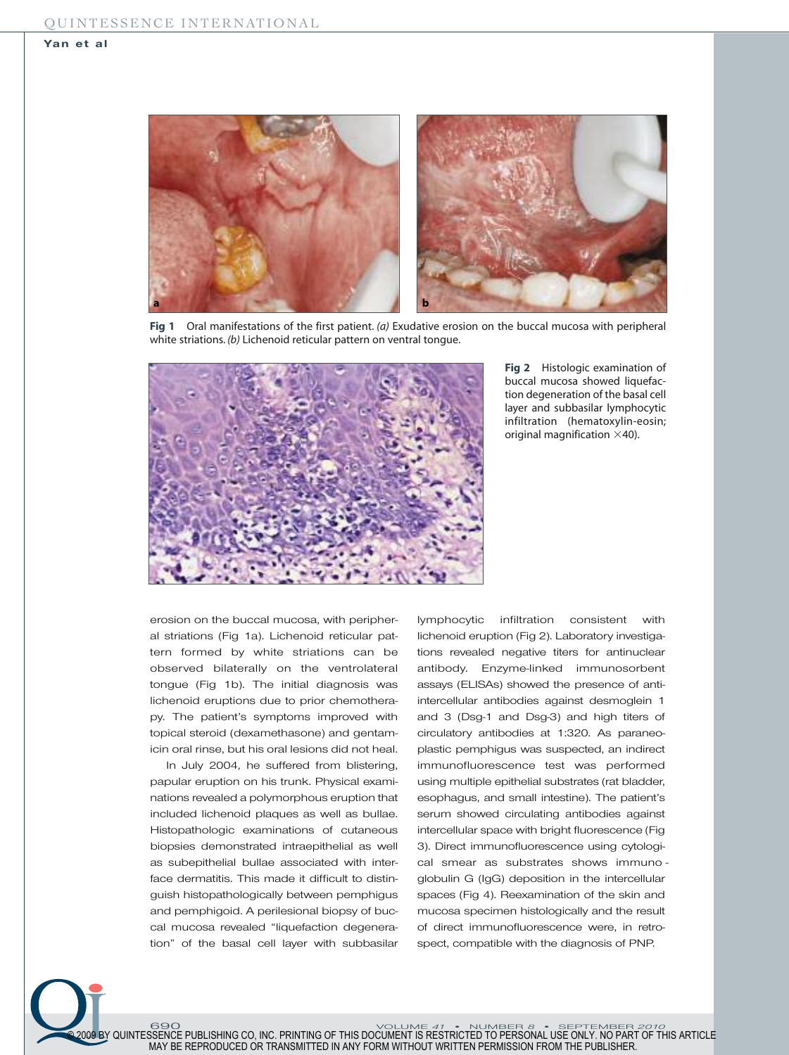Fig 1 Oral manifestations of the first patient. *(a)* Exudative erosion on the buccal mucosa with peripheral white striations. *(b)* Lichenoid reticular pattern on ventral tongue.

**Fig 2** Histologic examination of buccal mucosa showed liquefaction degeneration of the basal cell layer and subbasilar lymphocytic infiltration (hematoxylin-eosin; original magnification ×40).

erosion on the buccal mucosa, with peripheral striations (Fig 1a). Lichenoid reticular pattern formed by white striations can be observed bilaterally on the ventrolateral tongue (Fig 1b). The initial diagnosis was lichenoid eruptions due to prior chemotherapy. The patient's symptoms improved with topical steroid (dexamethasone) and gentamicin oral rinse, but his oral lesions did not heal.

In July 2004, he suffered from blistering, papular eruption on his trunk. Physical examinations revealed a polymorphous eruption that included lichenoid plaques as well as bullae. Histopathologic examinations of cutaneous biopsies demonstrated intraepithelial as well as subepithelial bullae associated with interface dermatitis. This made it difficult to distinguish histopathologically between pemphigus and pemphigoid. A perilesional biopsy of buccal mucosa revealed "liquefaction degeneration" of the basal cell layer with subbasilar lymphocytic infiltration consistent with lichenoid eruption (Fig 2). Laboratory investigations revealed negative titers for antinuclear antibody. Enzyme-linked immunosorbent assays (ELISAs) showed the presence of anti-intercellular antibodies against desmoglein 1 and 3 (Dsg-1 and Dsg-3) and high titers of circulatory antibodies at 1:320. As paraneoplastic pemphigus was suspected, an indirect immunofluorescence test was performed using multiple epithelial substrates (rat bladder, esophagus, and small intestine). The patient's serum showed circulating antibodies against intercellular space with bright fluorescence (Fig 3). Direct immunofluorescence using cytological smear as substrates shows immunoglobulin G (IgG) deposition in the intercellular spaces (Fig 4). Reexamination of the skin and mucosa specimen histologically and the result of direct immunofluorescence were, in retrospect, compatible with the diagnosis of PNP.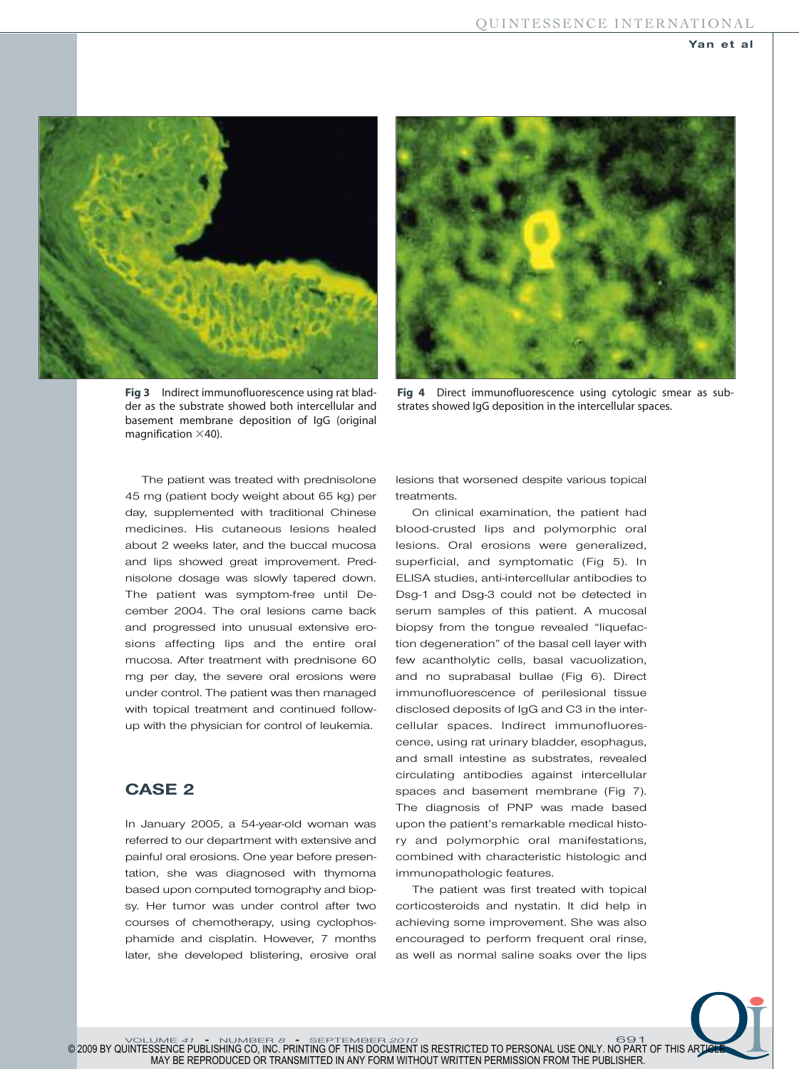Fig 3 Indirect immunofluorescence using rat bladder as the substrate showed both intercellular and basement membrane deposition of IgG (original magnification ×40).

Fig 4 Direct immunofluorescence using cytologic smear as substrates showed IgG deposition in the intercellular spaces.

The patient was treated with prednisolone 45 mg (patient body weight about 65 kg) per day, supplemented with traditional Chinese medicines. His cutaneous lesions healed about 2 weeks later, and the buccal mucosa and lips showed great improvement. Prednisolone dosage was slowly tapered down. The patient was symptom-free until December 2004. The oral lesions came back and progressed into unusual extensive erosions affecting lips and the entire oral mucosa. After treatment with prednisone 60 mg per day, the severe oral erosions were under control. The patient was then managed with topical treatment and continued follow-up with the physician for control of leukemia.

## CASE 2

In January 2005, a 54-year-old woman was referred to our department with extensive and painful oral erosions. One year before presentation, she was diagnosed with thymoma based upon computed tomography and biopsy. Her tumor was under control after two courses of chemotherapy, using cyclophosphamide and cisplatin. However, 7 months later, she developed blistering, erosive oral lesions that worsened despite various topical treatments.

On clinical examination, the patient had blood-crusted lips and polymorphic oral lesions. Oral erosions were generalized, superficial, and symptomatic (Fig 5). In ELISA studies, anti-intercellular antibodies to Dsg-1 and Dsg-3 could not be detected in serum samples of this patient. A mucosal biopsy from the tongue revealed "liquefaction degeneration" of the basal cell layer with few acantholytic cells, basal vacuolization, and no suprabasal bullae (Fig 6). Direct immunofluorescence of perilesional tissue disclosed deposits of IgG and C3 in the intercellular spaces. Indirect immunofluorescence, using rat urinary bladder, esophagus, and small intestine as substrates, revealed circulating antibodies against intercellular spaces and basement membrane (Fig 7). The diagnosis of PNP was made based upon the patient's remarkable medical history and polymorphic oral manifestations, combined with characteristic histologic and immunopathologic features.

The patient was first treated with topical corticosteroids and nystatin. It did help in achieving some improvement. She was also encouraged to perform frequent oral rinse, as well as normal saline soaks over the lips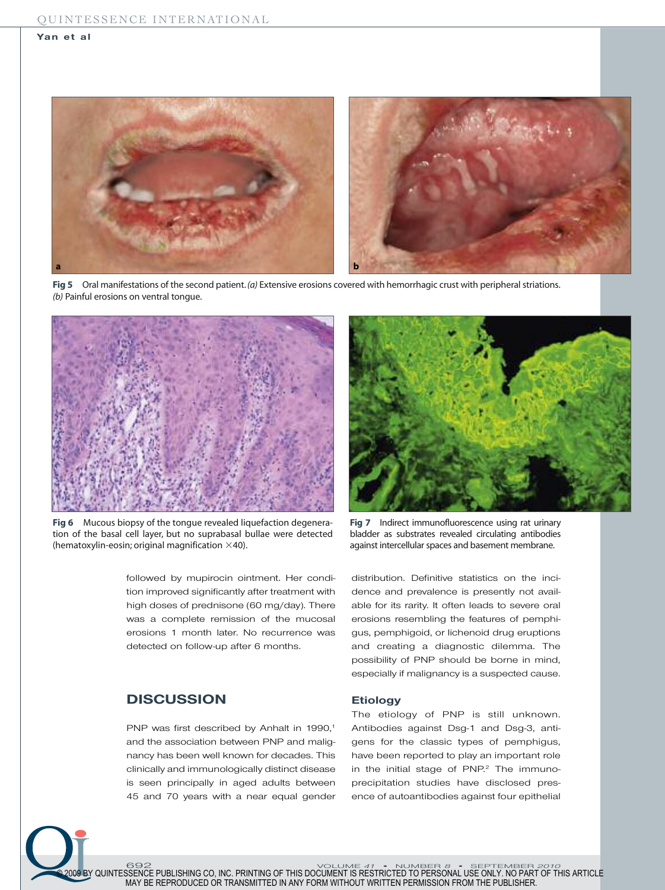**Fig 5** Oral manifestations of the second patient. *(a)* Extensive erosions covered with hemorrhagic crust with peripheral striations. *(b)* Painful erosions on ventral tongue.

**Fig 6** Mucous biopsy of the tongue revealed liquefaction degeneration of the basal cell layer, but no suprabasal bullae were detected (hematoxylin-eosin; original magnification ×40).

**Fig 7** Indirect immunofluorescence using rat urinary bladder as substrates revealed circulating antibodies against intercellular spaces and basement membrane.

followed by mupirocin ointment. Her condition improved significantly after treatment with high doses of prednisone (60 mg/day). There was a complete remission of the mucosal erosions 1 month later. No recurrence was detected on follow-up after 6 months.

## DISCUSSION

PNP was first described by Anhalt in 1990,[1] and the association between PNP and malignancy has been well known for decades. This clinically and immunologically distinct disease is seen principally in aged adults between 45 and 70 years with a near equal gender distribution. Definitive statistics on the incidence and prevalence is presently not available for its rarity. It often leads to severe oral erosions resembling the features of pemphigus, pemphigoid, or lichenoid drug eruptions and creating a diagnostic dilemma. The possibility of PNP should be borne in mind, especially if malignancy is a suspected cause.

### Etiology

The etiology of PNP is still unknown. Antibodies against Dsg-1 and Dsg-3, antigens for the classic types of pemphigus, have been reported to play an important role in the initial stage of PNP.[2] The immunoprecipitation studies have disclosed presence of autoantibodies against four epithelial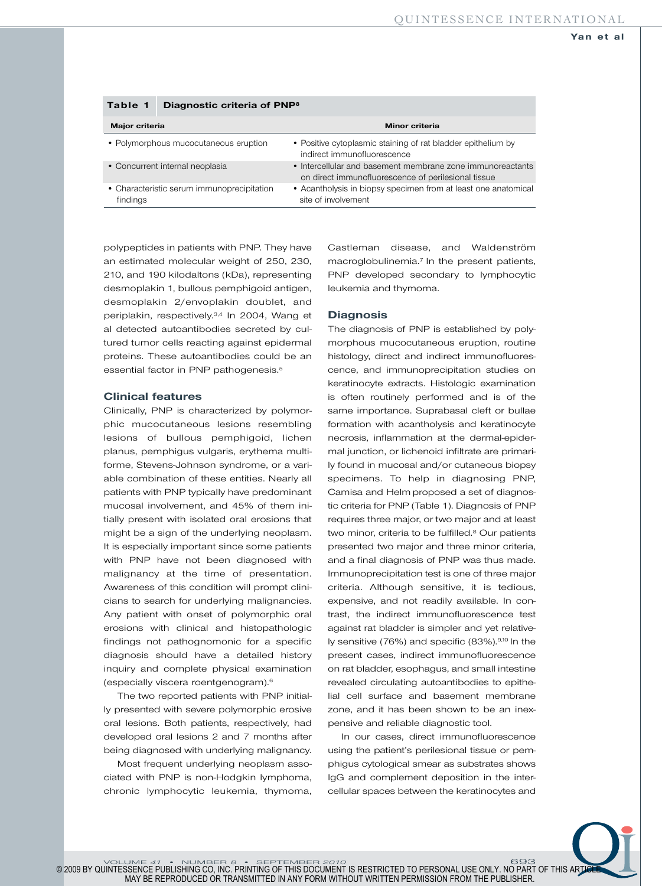**Table 1** Diagnostic criteria of PNP[8]

| Major criteria | Minor criteria |
|---|---|
| • Polymorphous mucocutaneous eruption | • Positive cytoplasmic staining of rat bladder epithelium by indirect immunofluorescence |
| • Concurrent internal neoplasia | • Intercellular and basement membrane zone immunoreactants on direct immunofluorescence of perilesional tissue |
| • Characteristic serum immunoprecipitation findings | • Acantholysis in biopsy specimen from at least one anatomical site of involvement |

polypeptides in patients with PNP. They have an estimated molecular weight of 250, 230, 210, and 190 kilodaltons (kDa), representing desmoplakin 1, bullous pemphigoid antigen, desmoplakin 2/envoplakin doublet, and periplakin, respectively.[3,4] In 2004, Wang et al detected autoantibodies secreted by cultured tumor cells reacting against epidermal proteins. These autoantibodies could be an essential factor in PNP pathogenesis.[5]

### Clinical features

Clinically, PNP is characterized by polymorphic mucocutaneous lesions resembling lesions of bullous pemphigoid, lichen planus, pemphigus vulgaris, erythema multiforme, Stevens-Johnson syndrome, or a variable combination of these entities. Nearly all patients with PNP typically have predominant mucosal involvement, and 45% of them initially present with isolated oral erosions that might be a sign of the underlying neoplasm. It is especially important since some patients with PNP have not been diagnosed with malignancy at the time of presentation. Awareness of this condition will prompt clinicians to search for underlying malignancies. Any patient with onset of polymorphic oral erosions with clinical and histopathologic findings not pathognomonic for a specific diagnosis should have a detailed history inquiry and complete physical examination (especially viscera roentgenogram).[6]

The two reported patients with PNP initially presented with severe polymorphic erosive oral lesions. Both patients, respectively, had developed oral lesions 2 and 7 months after being diagnosed with underlying malignancy.

Most frequent underlying neoplasm associated with PNP is non-Hodgkin lymphoma, chronic lymphocytic leukemia, thymoma, Castleman disease, and Waldenström macroglobulinemia.[7] In the present patients, PNP developed secondary to lymphocytic leukemia and thymoma.

### Diagnosis

The diagnosis of PNP is established by polymorphous mucocutaneous eruption, routine histology, direct and indirect immunofluorescence, and immunoprecipitation studies on keratinocyte extracts. Histologic examination is often routinely performed and is of the same importance. Suprabasal cleft or bullae formation with acantholysis and keratinocyte necrosis, inflammation at the dermal-epidermal junction, or lichenoid infiltrate are primarily found in mucosal and/or cutaneous biopsy specimens. To help in diagnosing PNP, Camisa and Helm proposed a set of diagnostic criteria for PNP (Table 1). Diagnosis of PNP requires three major, or two major and at least two minor, criteria to be fulfilled.[8] Our patients presented two major and three minor criteria, and a final diagnosis of PNP was thus made. Immunoprecipitation test is one of three major criteria. Although sensitive, it is tedious, expensive, and not readily available. In contrast, the indirect immunofluorescence test against rat bladder is simpler and yet relatively sensitive (76%) and specific (83%).[9,10] In the present cases, indirect immunofluorescence on rat bladder, esophagus, and small intestine revealed circulating autoantibodies to epithelial cell surface and basement membrane zone, and it has been shown to be an inexpensive and reliable diagnostic tool.

In our cases, direct immunofluorescence using the patient's perilesional tissue or pemphigus cytological smear as substrates shows IgG and complement deposition in the intercellular spaces between the keratinocytes and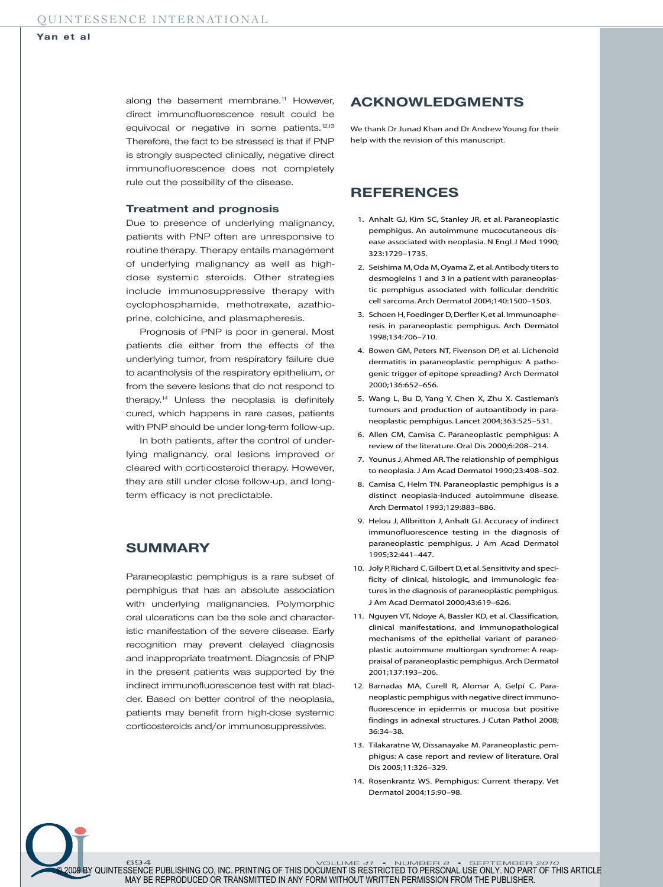along the basement membrane.[11] However, direct immunofluorescence result could be equivocal or negative in some patients.[12,13] Therefore, the fact to be stressed is that if PNP is strongly suspected clinically, negative direct immunofluorescence does not completely rule out the possibility of the disease.

### Treatment and prognosis

Due to presence of underlying malignancy, patients with PNP often are unresponsive to routine therapy. Therapy entails management of underlying malignancy as well as high-dose systemic steroids. Other strategies include immunosuppressive therapy with cyclophosphamide, methotrexate, azathioprine, colchicine, and plasmapheresis.

Prognosis of PNP is poor in general. Most patients die either from the effects of the underlying tumor, from respiratory failure due to acantholysis of the respiratory epithelium, or from the severe lesions that do not respond to therapy.[14] Unless the neoplasia is definitely cured, which happens in rare cases, patients with PNP should be under long-term follow-up.

In both patients, after the control of underlying malignancy, oral lesions improved or cleared with corticosteroid therapy. However, they are still under close follow-up, and long-term efficacy is not predictable.

## SUMMARY

Paraneoplastic pemphigus is a rare subset of pemphigus that has an absolute association with underlying malignancies. Polymorphic oral ulcerations can be the sole and characteristic manifestation of the severe disease. Early recognition may prevent delayed diagnosis and inappropriate treatment. Diagnosis of PNP in the present patients was supported by the indirect immunofluorescence test with rat bladder. Based on better control of the neoplasia, patients may benefit from high-dose systemic corticosteroids and/or immunosuppressives.

## ACKNOWLEDGMENTS

We thank Dr Junad Khan and Dr Andrew Young for their help with the revision of this manuscript.

## REFERENCES

1. Anhalt GJ, Kim SC, Stanley JR, et al. Paraneoplastic pemphigus. An autoimmune mucocutaneous disease associated with neoplasia. N Engl J Med 1990; 323:1729–1735.
2. Seishima M, Oda M, Oyama Z, et al. Antibody titers to desmogleins 1 and 3 in a patient with paraneoplastic pemphigus associated with follicular dendritic cell sarcoma. Arch Dermatol 2004;140:1500–1503.
3. Schoen H, Foedinger D, Derfler K, et al. Immunoapheresis in paraneoplastic pemphigus. Arch Dermatol 1998;134:706–710.
4. Bowen GM, Peters NT, Fivenson DP, et al. Lichenoid dermatitis in paraneoplastic pemphigus: A pathogenic trigger of epitope spreading? Arch Dermatol 2000;136:652–656.
5. Wang L, Bu D, Yang Y, Chen X, Zhu X. Castleman's tumours and production of autoantibody in paraneoplastic pemphigus. Lancet 2004;363:525–531.
6. Allen CM, Camisa C. Paraneoplastic pemphigus: A review of the literature. Oral Dis 2000;6:208–214.
7. Younus J, Ahmed AR. The relationship of pemphigus to neoplasia. J Am Acad Dermatol 1990;23:498–502.
8. Camisa C, Helm TN. Paraneoplastic pemphigus is a distinct neoplasia-induced autoimmune disease. Arch Dermatol 1993;129:883–886.
9. Helou J, Allbritton J, Anhalt GJ. Accuracy of indirect immunofluorescence testing in the diagnosis of paraneoplastic pemphigus. J Am Acad Dermatol 1995;32:441–447.
10. Joly P, Richard C, Gilbert D, et al. Sensitivity and specificity of clinical, histologic, and immunologic features in the diagnosis of paraneoplastic pemphigus. J Am Acad Dermatol 2000;43:619–626.
11. Nguyen VT, Ndoye A, Bassler KD, et al. Classification, clinical manifestations, and immunopathological mechanisms of the epithelial variant of paraneoplastic autoimmune multiorgan syndrome: A reappraisal of paraneoplastic pemphigus. Arch Dermatol 2001;137:193–206.
12. Barnadas MA, Curell R, Alomar A, Gelpí C. Paraneoplastic pemphigus with negative direct immunofluorescence in epidermis or mucosa but positive findings in adnexal structures. J Cutan Pathol 2008; 36:34–38.
13. Tilakaratne W, Dissanayake M. Paraneoplastic pemphigus: A case report and review of literature. Oral Dis 2005;11:326–329.
14. Rosenkrantz WS. Pemphigus: Current therapy. Vet Dermatol 2004;15:90–98.